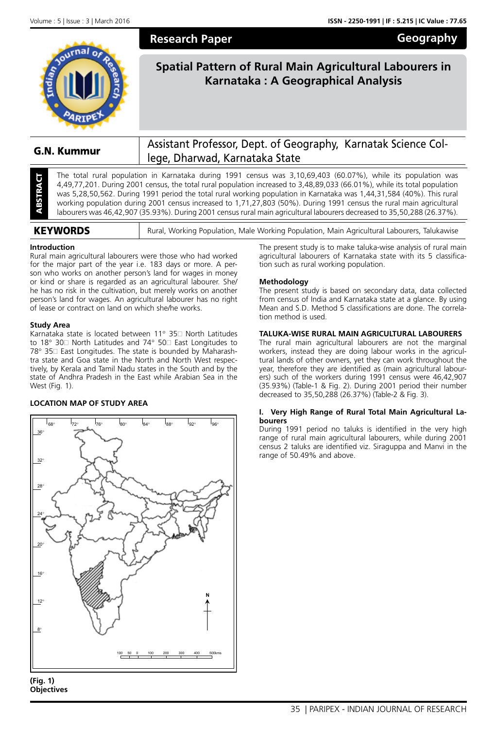Research Paper — Geography

# Spatial Pattern of Rural Main Agricultural Labourers in Karnataka : A Geographical Analysis

**G.N. Kummur** — Assistant Professor, Dept. of Geography, Karnatak Science College, Dharwad, Karnataka State

**ABSTRACT**

The total rural population in Karnataka during 1991 census was 3,10,69,403 (60.07%), while its population was 4,49,77,201. During 2001 census, the total rural population increased to 3,48,89,033 (66.01%), while its total population was 5,28,50,562. During 1991 period the total rural working population in Karnataka was 1,44,31,584 (40%). This rural working population during 2001 census increased to 1,71,27,803 (50%). During 1991 census the rural main agricultural labourers was 46,42,907 (35.93%). During 2001 census rural main agricultural labourers decreased to 35,50,288 (26.37%).

**KEYWORDS**

Rural, Working Population, Male Working Population, Main Agricultural Labourers, Talukawise

### Introduction

Rural main agricultural labourers were those who had worked for the major part of the year i.e. 183 days or more. A person who works on another person's land for wages in money or kind or share is regarded as an agricultural labourer. She/he has no risk in the cultivation, but merely works on another person's land for wages. An agricultural labourer has no right of lease or contract on land on which she/he works.

### Study Area

Karnataka state is located between 11° 35′ North Latitudes to 18° 30′ North Latitudes and 74° 50′ East Longitudes to 78° 35′ East Longitudes. The state is bounded by Maharashtra state and Goa state in the North and North West respectively, by Kerala and Tamil Nadu states in the South and by the state of Andhra Pradesh in the East while Arabian Sea in the West (Fig. 1).

### LOCATION MAP OF STUDY AREA

(Fig. 1)

### Objectives

The present study is to make taluka-wise analysis of rural main agricultural labourers of Karnataka state with its 5 classification such as rural working population.

### Methodology

The present study is based on secondary data, data collected from census of India and Karnataka state at a glance. By using Mean and S.D. Method 5 classifications are done. The correlation method is used.

### TALUKA-WISE RURAL MAIN AGRICULTURAL LABOURERS

The rural main agricultural labourers are not the marginal workers, instead they are doing labour works in the agricultural lands of other owners, yet they can work throughout the year, therefore they are identified as (main agricultural labourers) such of the workers during 1991 census were 46,42,907 (35.93%) (Table-1 & Fig. 2). During 2001 period their number decreased to 35,50,288 (26.37%) (Table-2 & Fig. 3).

#### I. Very High Range of Rural Total Main Agricultural Labourers

During 1991 period no taluks is identified in the very high range of rural main agricultural labourers, while during 2001 census 2 taluks are identified viz. Siraguppa and Manvi in the range of 50.49% and above.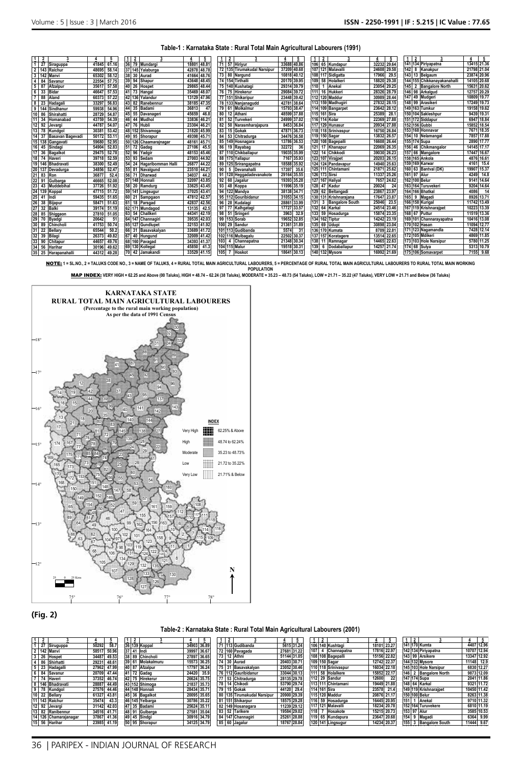**Table-1 : Karnataka State : Rural Total Main Agricultural Labourers (1991)**

| 1 | 2 | 3 | 4 | 5 |
|---|---|---|---|---|
| 1 | 27 | Siruguppa | 41845 | 61.16 |
| 2 | 143 | Raichur | 48695 | 58.14 |
| 3 | 142 | Manvi | 65302 | 58.12 |
| 4 | 84 | Savanur | 22554 | 57.75 |
| 5 | 87 | Afzalpur | 35617 | 57.58 |
| 6 | 33 | Bidar | 46647 | 57.53 |
| 7 | 88 | Aland | 60373 | 57.22 |
| 8 | 23 | Hadagali | 33297 | 56.83 |
| 9 | 144 | Sindhanur | 59938 | 54.96 |
| 10 | 86 | Shirahatti | 28729 | 54.87 |
| 11 | 34 | Homanabad | 43759 | 54.39 |
| 12 | 92 | Jevargi | 44787 | 54.07 |
| 13 | 78 | Kundgol | 30381 | 53.42 |
| 14 | 37 | Basavan Bagevadi | 50172 | 53.11 |
| 15 | 138 | Gangavati | 59680 | 52.95 |
| 16 | 45 | Sindagi | 54904 | 52.83 |
| 17 | 36 | Bagalkot | 29475 | 52.78 |
| 18 | 74 | Haveri | 39718 | 52.59 |
| 19 | 146 | Bhadravati | 38300 | 52.49 |
| 20 | 137 | Devadurga | 34856 | 52.47 |
| 21 | 83 | Ron | 36877 | 52.4 |
| 22 | 91 | Gulbarga | 46665 | 52.08 |
| 23 | 43 | Muddebihal | 37726 | 51.92 |
| 24 | 139 | Koppal | 47715 | 51.72 |
| 25 | 41 | Indi | 59435 | 51.65 |
| 26 | 38 | Bijapur | 58471 | 51.63 |
| 27 | 32 | Balki | 39174 | 51.19 |
| 28 | 85 | Shiggaon | 27810 | 51.05 |
| 29 | 70 | Byadgi | 20642 | 51 |
| 30 | 89 | Chincholi | 41753 | 50.74 |
| 31 | 22 | Bellary | 65544 | 50.2 |
| 32 | 39 | Bilagi | 26373 | 49.82 |
| 33 | 90 | Chitapur | 44657 | 49.76 |
| 34 | 56 | Harihar | 30196 | 49.62 |
| 35 | 25 | Harapanahalli | 44312 | 49.28 |
| 36 | 79 | Mundargi | 18801 | 48.81 |
| 37 | 145 | Yalaburga | 42878 | 48.78 |
| 38 | 30 | Aurad | 41664 | 48.76 |
| 39 | 94 | Shapur | 43648 | 48.45 |
| 40 | 26 | Hospet | 29865 | 48.44 |
| 41 | 73 | Hangal | 35469 | 48.07 |
| 42 | 136 | Yalandur | 13129 | 47.96 |
| 43 | 82 | Ranebennur | 38185 | 47.35 |
| 44 | 35 | Badami | 36813 | 47 |
| 45 | 55 | Davanageri | 45659 | 46.8 |
| 46 | 44 | Mudhol | 33836 | 46.21 |
| 47 | 76 | Hubli | 23304 | 46.21 |
| 48 | 152 | Shivamoga | 31820 | 45.99 |
| 49 | 95 | Shorapur | 49398 | 45.71 |
| 50 | 126 | Chaamarajnagar | 48161 | 45.71 |
| 51 | 72 | Gadag | 27106 | 45.5 |
| 52 | 96 | Yadgir | 48153 | 45.46 |
| 53 | 93 | Sedam | 27003 | 44.92 |
| 54 | 24 | Hagaribomman Halli | 26877 | 44.72 |
| 55 | 81 | Navalgund | 23510 | 44.21 |
| 56 | 71 | Dharwad | 34037 | 44.2 |
| 57 | 148 | Honnali | 32097 | 43.85 |
| 58 | 20 | Ramdurg | 33625 | 43.45 |
| 59 | 141 | Lingsugur | 37025 | 43.41 |
| 60 | 21 | Sampgaon | 47812 | 42.57 |
| 61 | 18 | Parsgad | 42837 | 42.56 |
| 62 | 171 | Mundagod | 13135 | 42.5 |
| 63 | 54 | Challkere | 44341 | 42.19 |
| 64 | 147 | Channagiri | 39535 | 42.03 |
| 65 | 127 | Gundlupet | 32153 | 41.92 |
| 66 | 31 | Basavakalyan | 33689 | 41.72 |
| 67 | 40 | Hungund | 32009 | 41.42 |
| 68 | 160 | Pavagad | 34393 | 41.37 |
| 69 | 130 | Kollegal | 45850 | 41.3 |
| 70 | 42 | Jamakandi | 33529 | 41.15 |
| 71 | 57 | Hiriyur | 33688 | 40.86 |
| 72 | 135 | Tirumakudal Narsipur | 37209 | 40.68 |
| 73 | 80 | Nargund | 10818 | 40.12 |
| 74 | 154 | Tirthalli | 20170 | 39.95 |
| 75 | 140 | Kushatagi | 29314 | 39.79 |
| 76 | 75 | Hirekerur | 29084 | 39.72 |
| 77 | 151 | Shikaripur | 23448 | 39.42 |
| 78 | 133 | Nanjanagudd | 42781 | 38.64 |
| 79 | 61 | Molkalmur | 15793 | 38.47 |
| 80 | 12 | Athani | 48599 | 37.88 |
| 81 | 52 | Turvekeri | 24999 | 37.02 |
| 82 | 50 | Narasmharajapura | 8453 | 36.84 |
| 83 | 15 | Gokak | 47871 | 36.73 |
| 84 | 53 | Chitradurga | 34476 | 36.58 |
| 85 | 149 | Hosnagara | 13786 | 36.53 |
| 86 | 19 | Rayabag | 32272 | 36 |
| 87 | 110 | Chikballapur | 19035 | 35.99 |
| 88 | 175 | Yallapur | 7167 | 35.93 |
| 89 | 125 | Srirangapatna | 18588 | 35.92 |
| 90 | 5 | Devanahalli | 17397 | 35.6 |
| 91 | 128 | Heggadadevanakote | 29164 | 35.55 |
| 92 | 60 | Jagalur | 19393 | 35.28 |
| 93 | 48 | Koppa | 11996 | 35.19 |
| 94 | 122 | Mandya | 38138 | 34.71 |
| 95 | 112 | Gouribidanur | 31053 | 34.15 |
| 96 | 28 | Kudalagi | 28861 | 33.99 |
| 97 | 77 | Kalhgatagi | 17727 | 33.57 |
| 98 | 51 | Sringeri | 3963 | 32.9 |
| 99 | 153 | Sorab | 19652 | 32.85 |
| 100 | 29 | Sandur | 21361 | 31.89 |
| 101 | 113 | Gudibanda | 5574 | 31 |
| 102 | 116 | Mulbagalu | 22502 | 30.37 |
| 103 | 4 | Channapatna | 21348 | 30.34 |
| 104 | 115 | Malur | 19518 | 30.31 |
| 105 | 7 | Hoskot | 18641 | 30.13 |
| 106 | 65 | Kundapur | 32232 | 29.64 |
| 107 | 121 | Malavalli | 24608 | 29.58 |
| 108 | 117 | Sidlgatta | 17966 | 29.5 |
| 109 | 58 | Holalkeri | 18820 | 29.38 |
| 110 | 1 | Anekal | 23054 | 29.25 |
| 111 | 16 | Hukkeri | 28326 | 28.79 |
| 112 | 120 | Maddur | 30989 | 28.44 |
| 113 | 159 | Madhugiri | 27832 | 28.15 |
| 114 | 109 | Bangarpet | 23642 | 28.12 |
| 115 | 161 | Sira | 25389 | 28.1 |
| 116 | 114 | Kolar | 22369 | 27.88 |
| 117 | 129 | Hunasur | 20934 | 27.88 |
| 118 | 118 | Srinivaspur | 16750 | 26.84 |
| 119 | 150 | Sagar | 13832 | 26.57 |
| 120 | 108 | Bagepalli | 16608 | 26.44 |
| 121 | 17 | Khanapur | 22069 | 26.35 |
| 122 | 14 | Chikkodi | 39030 | 26.23 |
| 123 | 107 | Virajpet | 20203 | 26.15 |
| 124 | 124 | Pandavapur | 14940 | 25.63 |
| 125 | 111 | Chintamani | 21871 | 25.62 |
| 126 | 173 | Sirsi | 11337 | 25.26 |
| 127 | 167 | Haliyal | 7657 | 24.62 |
| 128 | 47 | Kadur | 20024 | 24 |
| 129 | 62 | Beltangadi | 23867 | 23.97 |
| 130 | 131 | Krishnarajana | 17647 | 23.87 |
| 131 | 3 | Bangalore South | 25046 | 23.5 |
| 132 | 64 | Karkal | 24514 | 23.46 |
| 133 | 59 | Hosadurga | 15874 | 23.35 |
| 134 | 162 | Tiptur | 14242 | 23.19 |
| 135 | 69 | Udupi | 30898 | 23.04 |
| 136 | 170 | Kumata | 8709 | 22.81 |
| 137 | 157 | Koratagere | 13514 | 22.65 |
| 138 | 11 | Ramnagar | 14465 | 22.63 |
| 139 | 6 | Dodaballapur | 14257 | 21.74 |
| 140 | 132 | Mysore | 16992 | 21.69 |
| 141 | 134 | Piriyapatna | 13415 | 21.36 |
| 142 | 8 | Kanakpur | 21798 | 21.04 |
| 143 | 13 | Belgaum | 23874 | 20.96 |
| 144 | 155 | Chikkanayakanahalli | 14105 | 20.68 |
| 145 | 2 | Bangalore North | 15631 | 20.62 |
| 146 | 98 | Arkalgud | 12757 | 20.29 |
| 147 | 49 | Mudgeri | 10809 | 19.77 |
| 148 | 99 | Arasikeri | 17249 | 19.73 |
| 149 | 163 | Tumkur | 19158 | 19.62 |
| 150 | 104 | Sakleshpur | 9439 | 19.31 |
| 151 | 172 | Siddapur | 6947 | 18.84 |
| 152 | 156 | Gubbi | 15852 | 18.54 |
| 153 | 168 | Honnavar | 7671 | 18.35 |
| 154 | 10 | Nelamangal | 7857 | 17.88 |
| 155 | 174 | Supa | 2890 | 17.77 |
| 156 | 46 | Chikmangalor | 14145 | 17.17 |
| 157 | 66 | Mangalore | 17447 | 16.67 |
| 158 | 165 | Ankola | 4876 | 16.61 |
| 159 | 169 | Karwar | 4161 | 15.4 |
| 160 | 63 | Bantval (DK) | 19907 | 15.37 |
| 161 | 97 | Alur | 4249 | 14.8 |
| 162 | 100 | Belur | 9141 | 14.64 |
| 163 | 164 | Turuvekeri | 9204 | 14.64 |
| 164 | 166 | Bhatkal | 4086 | 14 |
| 165 | 9 | Magadi | 8926 | 13.71 |
| 166 | 158 | Kunigal | 11742 | 13.49 |
| 167 | 119 | Krishnarajpet | 10223 | 13.39 |
| 168 | 67 | Puttur | 11519 | 13.36 |
| 169 | 101 | Channarayapatna | 10416 | 13.08 |
| 170 | 102 | Hasan | 11094 | 12.77 |
| 171 | 123 | Nagamandla | 7428 | 12.14 |
| 172 | 105 | Mdikeri | 4869 | 11.85 |
| 173 | 103 | Hole Narsipur | 5780 | 11.25 |
| 174 | 68 | Sulya | 5313 | 10.79 |
| 175 | 106 | Somavarpet | 7155 | 9.68 |

**NOTE:** 1 = SL.NO., 2 = TALUKS CODE NO., 3 = NAME OF TALUKS, 4 = RURAL TOTAL MAIN AGRICULTURAL LABOURERS, 5 = PERCENTAGE OF RURAL TOTAL MAIN AGRICULTURAL LABOURERS TO RURAL TOTAL MAIN WORKING POPULATION

**MAP INDEX:** VERY HIGH = 62.25 and Above (00 Taluks), HIGH = 48.74 – 62.24 (38 Taluks), MODERATE = 35.23 – 48.73 (54 Taluks), LOW = 21.71 – 35.22 (47 Taluks), VERY LOW = 21.71 and Below (36 Taluks)

(Fig. 2)

**Table-2 : Karnataka State : Rural Total Main Agricultural Labourers (2001)**

| 1 | 2 | 3 | 4 | 5 |
|---|---|---|---|---|
| 1 | 27 | Siruguppa | 50292 | 58.7 |
| 2 | 142 | Manvi | 58517 | 50.96 |
| 3 | 26 | Hospet | 34487 | 49.53 |
| 4 | 86 | Shirahatti | 29231 | 48.61 |
| 5 | 23 | Hadagalli | 27962 | 47.99 |
| 6 | 84 | Savanur | 20709 | 47.44 |
| 7 | 74 | Haveri | 37352 | 46.74 |
| 8 | 146 | Bhadravati | 28887 | 44.49 |
| 9 | 78 | Kundgol | 27576 | 44.46 |
| 10 | 22 | Bellary | 61327 | 43.81 |
| 11 | 143 | Raichur | 35474 | 43.3 |
| 12 | 92 | Jevargi | 31142 | 42.03 |
| 13 | 82 | Ranibennur | 34516 | 41.71 |
| 14 | 126 | Chamarajanagar | 37867 | 41.36 |
| 15 | 56 | Harihar | 23985 | 41.19 |
| 36 | 139 | Koppal | 34903 | 36.89 |
| 37 | 41 | Indi | 39997 | 36.67 |
| 38 | 89 | Chincholi | 27897 | 36.65 |
| 39 | 61 | Molakalmuru | 15573 | 36.25 |
| 40 | 87 | Afzalpur | 17797 | 36.24 |
| 41 | 72 | Gadag | 24420 | 35.9 |
| 42 | 75 | Hirekerur | 26624 | 35.75 |
| 43 | 152 | Shimoga | 21837 | 35.73 |
| 44 | 148 | Honnali | 28434 | 35.71 |
| 45 | 36 | Bagalkot | 20095 | 35.65 |
| 46 | 145 | Yelbarga | 30786 | 35.22 |
| 47 | 35 | Badami | 25624 | 35.11 |
| 48 | 91 | Gulbarga | 27581 | 35.04 |
| 49 | 45 | Sindgi | 30916 | 34.79 |
| 50 | 95 | Shorapur | 34125 | 34.79 |
| 71 | 113 | Gudibanda | 5615 | 31.24 |
| 72 | 160 | Pavagada | 27681 | 31.22 |
| 73 | 12 | Athni | 51144 | 31.05 |
| 74 | 30 | Aurad | 20403 | 30.71 |
| 75 | 31 | Basavakalyan | 23052 | 30.46 |
| 76 | 112 | Gauribidanur | 33044 | 30.13 |
| 77 | 53 | Chitradurga | 28135 | 29.78 |
| 78 | 14 | Chikodi | 53790 | 29.74 |
| 79 | 15 | Gokak | 44120 | 29.4 |
| 80 | 135 | Tirumakudal Narsipur | 20900 | 29.39 |
| 81 | 151 | Shikarpur | 18575 | 29.28 |
| 82 | 149 | Hosanagara | 11239 | 29.12 |
| 83 | 52 | Tarikere | 19584 | 29.02 |
| 84 | 147 | Channagiri | 25261 | 28.88 |
| 85 | 60 | Jagalur | 18767 | 28.84 |
| 106 | 140 | Kushtagi | 18101 | 23.27 |
| 107 | 4 | Channapatna | 17816 | 22.97 |
| 108 | 108 | Bagepalli | 15156 | 22.82 |
| 109 | 150 | Sagar | 12742 | 22.37 |
| 110 | 118 | Srinivaspur | 16034 | 22.18 |
| 111 | 58 | Holalkere | 15852 | 22.17 |
| 112 | 29 | Sandur | 12600 | 22 |
| 113 | 111 | Chintamani | 19449 | 21.88 |
| 114 | 161 | Sira | 23578 | 21.4 |
| 115 | 120 | Maddur | 20876 | 21.17 |
| 116 | 59 | Hosadurga | 16445 | 20.95 |
| 117 | 121 | Malavalli | 18234 | 20.78 |
| 118 | 7 | Hosakote | 15215 | 20.73 |
| 119 | 65 | Kundapura | 23647 | 20.68 |
| 120 | 141 | Lingsugur | 14234 | 20.37 |
| 141 | 170 | Kumta | 4407 | 12.96 |
| 142 | 134 | Piriyapatna | 10707 | 12.94 |
| 143 | 99 | Arsikere | 13347 | 12.92 |
| 144 | 132 | Mysore | 11148 | 12.9 |
| 145 | 103 | Hole Narsipur | 6830 | 12.27 |
| 146 | 2 | Bangalore North | 9873 | 12.09 |
| 147 | 174 | Supa | 2041 | 11.86 |
| 148 | 64 | Karkal | 9321 | 11.72 |
| 149 | 119 | Krishnarajpet | 10450 | 11.42 |
| 150 | 100 | Belur | 8263 | 11.38 |
| 151 | 1 | Anekal | 9710 | 11.32 |
| 152 | 164 | Turuvekere | 6810 | 11.19 |
| 153 | 97 | Alur | 3585 | 10.53 |
| 154 | 9 | Magadi | 6364 | 9.99 |
| 155 | 3 | Bangalore South | 11444 | 9.67 |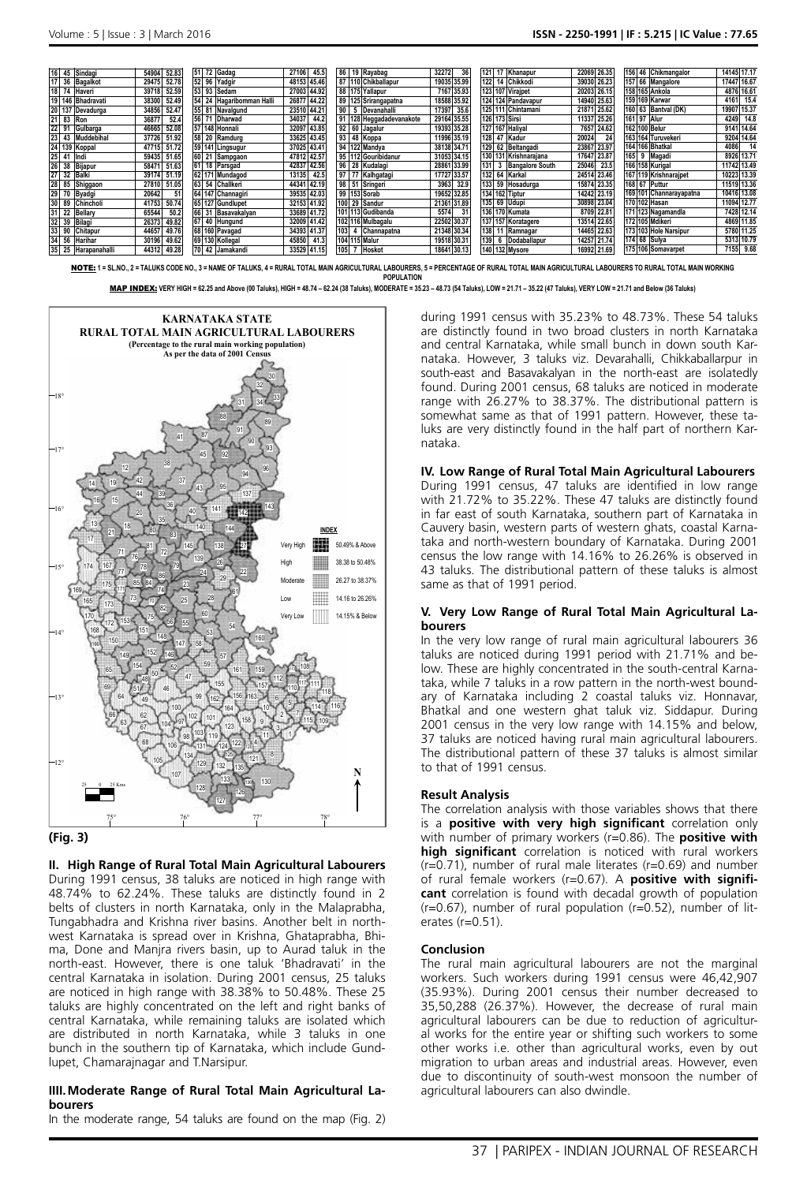| 1 | 2 | 3 | 4 | 5 |
|---|---|---|---|---|
| 16 | 45 | Sindagi | 54904 | 52.83 |
| 17 | 36 | Bagalkot | 29475 | 52.78 |
| 18 | 74 | Haveri | 39718 | 52.59 |
| 19 | 146 | Bhadravati | 38300 | 52.49 |
| 20 | 137 | Devadurga | 34856 | 52.47 |
| 21 | 83 | Ron | 36877 | 52.4 |
| 22 | 91 | Gulbarga | 46665 | 52.08 |
| 23 | 43 | Muddebihal | 37726 | 51.92 |
| 24 | 139 | Koppal | 47715 | 51.72 |
| 25 | 41 | Indi | 59435 | 51.65 |
| 26 | 38 | Bijapur | 58471 | 51.63 |
| 27 | 32 | Balki | 39174 | 51.19 |
| 28 | 85 | Shiggaon | 27810 | 51.05 |
| 29 | 70 | Byadgi | 20642 | 51 |
| 30 | 89 | Chincholi | 41753 | 50.74 |
| 31 | 22 | Bellary | 65544 | 50.2 |
| 32 | 39 | Bilagi | 26373 | 49.82 |
| 33 | 90 | Chitapur | 44657 | 49.76 |
| 34 | 56 | Harihar | 30196 | 49.62 |
| 35 | 25 | Harapanahalli | 44312 | 49.28 |
| 51 | 72 | Gadag | 27106 | 45.5 |
| 52 | 96 | Yadgir | 48153 | 45.46 |
| 53 | 93 | Sedam | 27003 | 44.92 |
| 54 | 24 | Hagaribomman Halli | 26877 | 44.22 |
| 55 | 81 | Navalgund | 23510 | 44.21 |
| 56 | 71 | Dharwad | 34037 | 44.2 |
| 57 | 148 | Honnali | 32097 | 43.85 |
| 58 | 20 | Ramdurg | 33625 | 43.45 |
| 59 | 141 | Lingsugur | 37025 | 43.41 |
| 60 | 21 | Sampgaon | 47812 | 42.57 |
| 61 | 18 | Parsgad | 42837 | 42.56 |
| 62 | 171 | Mundagod | 13135 | 42.5 |
| 63 | 54 | Challkeri | 44341 | 42.19 |
| 64 | 147 | Channagiri | 39535 | 42.03 |
| 65 | 127 | Gundlupet | 32153 | 41.92 |
| 66 | 31 | Basavakalyan | 33689 | 41.72 |
| 67 | 40 | Hungund | 32009 | 41.42 |
| 68 | 160 | Pavagad | 34393 | 41.37 |
| 69 | 130 | Kollegal | 45850 | 41.3 |
| 70 | 42 | Jamakandi | 33529 | 41.15 |
| 86 | 19 | Rayabag | 32272 | 36 |
| 87 | 110 | Chikballapur | 19035 | 35.99 |
| 88 | 175 | Yallapur | 7167 | 35.93 |
| 89 | 125 | Srirangapatna | 18588 | 35.92 |
| 90 | 5 | Devanahalli | 17397 | 35.6 |
| 91 | 128 | Heggadadevanakote | 29164 | 35.55 |
| 92 | 60 | Jagalur | 19393 | 35.28 |
| 93 | 48 | Koppa | 11996 | 35.19 |
| 94 | 122 | Mandya | 38138 | 34.71 |
| 95 | 112 | Gouribidanur | 31053 | 34.15 |
| 96 | 28 | Kudalagi | 28861 | 33.99 |
| 97 | 77 | Kalhgatagi | 17727 | 33.57 |
| 98 | 51 | Sringeri | 3963 | 32.9 |
| 99 | 153 | Sorab | 19652 | 32.85 |
| 100 | 29 | Sandur | 21361 | 31.89 |
| 101 | 113 | Gudibanda | 5574 | 31 |
| 102 | 116 | Mulbagalu | 22502 | 30.37 |
| 103 | 4 | Channapatna | 21348 | 30.34 |
| 104 | 115 | Malur | 19518 | 30.31 |
| 105 | 7 | Hoskot | 18641 | 30.13 |
| 121 | 17 | Khanapur | 22069 | 26.35 |
| 122 | 14 | Chikkodi | 39030 | 26.23 |
| 123 | 107 | Virajpet | 20203 | 26.15 |
| 124 | 124 | Pandavapur | 14940 | 25.63 |
| 125 | 111 | Chintamani | 21871 | 25.62 |
| 126 | 173 | Sirsi | 11337 | 25.26 |
| 127 | 167 | Haliyal | 7657 | 24.62 |
| 128 | 47 | Kadur | 20024 | 24 |
| 129 | 62 | Beltangadi | 23867 | 23.97 |
| 130 | 131 | Krishnarajana | 17647 | 23.87 |
| 131 | 3 | Bangalore South | 25046 | 23.5 |
| 132 | 64 | Karkal | 24514 | 23.46 |
| 133 | 59 | Hosadurga | 15874 | 23.35 |
| 134 | 162 | Tiptur | 14242 | 23.19 |
| 135 | 69 | Udupi | 30898 | 23.04 |
| 136 | 170 | Kumata | 8709 | 22.81 |
| 137 | 157 | Koratagere | 13514 | 22.65 |
| 138 | 11 | Ramnagar | 14465 | 22.63 |
| 139 | 6 | Dodaballapur | 14257 | 21.74 |
| 140 | 132 | Mysore | 16992 | 21.69 |
| 156 | 46 | Chikmangalor | 14145 | 17.17 |
| 157 | 66 | Mangalore | 17447 | 16.67 |
| 158 | 165 | Ankola | 4876 | 16.61 |
| 159 | 169 | Karwar | 4161 | 15.4 |
| 160 | 63 | Bantval (DK) | 19907 | 15.37 |
| 161 | 97 | Alur | 4249 | 14.8 |
| 162 | 100 | Belur | 9141 | 14.64 |
| 163 | 164 | Turuvekeri | 9204 | 14.64 |
| 164 | 166 | Bhatkal | 4086 | 14 |
| 165 | 9 | Magadi | 8926 | 13.71 |
| 166 | 158 | Kurigal | 11742 | 13.49 |
| 167 | 119 | Krishnarajpet | 10223 | 13.39 |
| 168 | 67 | Puttur | 11519 | 13.36 |
| 169 | 101 | Channarayapatna | 10416 | 13.08 |
| 170 | 102 | Hasan | 11094 | 12.77 |
| 171 | 123 | Nagamandla | 7428 | 12.14 |
| 172 | 105 | Mdikeri | 4869 | 11.85 |
| 173 | 103 | Hole Narsipur | 5780 | 11.25 |
| 174 | 68 | Sulya | 5313 | 10.79 |
| 175 | 106 | Somavarpet | 7155 | 9.68 |

**NOTE:** 1 = SL.NO., 2 = TALUKS CODE NO., 3 = NAME OF TALUKS, 4 = RURAL TOTAL MAIN AGRICULTURAL LABOURERS, 5 = PERCENTAGE OF RURAL TOTAL MAIN AGRICULTURAL LABOURERS TO RURAL TOTAL MAIN WORKING POPULATION

**MAP INDEX:** VERY HIGH = 62.25 and Above (00 Taluks), HIGH = 48.74 – 62.24 (38 Taluks), MODERATE = 35.23 – 48.73 (54 Taluks), LOW = 21.71 – 35.22 (47 Taluks), VERY LOW = 21.71 and Below (36 Taluks)

KARNATAKA STATE
RURAL TOTAL MAIN AGRICULTURAL LABOURERS
(Percentage to the rural main working population)
As per the data of 2001 Census

INDEX: Very High – 50.49% & Above; High – 38.38 to 50.48%; Moderate – 26.27 to 38.37%; Low – 14.16 to 26.26%; Very Low – 14.15% & Below

(Fig. 3)

**II. High Range of Rural Total Main Agricultural Labourers**

During 1991 census, 38 taluks are noticed in high range with 48.74% to 62.24%. These taluks are distinctly found in 2 belts of clusters in north Karnataka, only in the Malaprabha, Tungabhadra and Krishna river basins. Another belt in north-west Karnataka is spread over in Krishna, Ghataprabha, Bhima, Done and Manjra rivers basin, up to Aurad taluk in the north-east. However, there is one taluk 'Bhadravati' in the central Karnataka in isolation. During 2001 census, 25 taluks are noticed in high range with 38.38% to 50.48%. These 25 taluks are highly concentrated on the left and right banks of central Karnataka, while remaining taluks are isolated which are distributed in north Karnataka, while 3 taluks in one bunch in the southern tip of Karnataka, which include Gundlupet, Chamarajnagar and T.Narsipur.

**III. Moderate Range of Rural Total Main Agricultural Labourers**

In the moderate range, 54 taluks are found on the map (Fig. 2) during 1991 census with 35.23% to 48.73%. These 54 taluks are distinctly found in two broad clusters in north Karnataka and central Karnataka, while small bunch in down south Karnataka. However, 3 taluks viz. Devarahalli, Chikkaballarpur in south-east and Basavakalyan in the north-east are isolatedly found. During 2001 census, 68 taluks are noticed in moderate range with 26.27% to 38.37%. The distributional pattern is somewhat same as that of 1991 pattern. However, these taluks are very distinctly found in the half part of northern Karnataka.

**IV. Low Range of Rural Total Main Agricultural Labourers**

During 1991 census, 47 taluks are identified in low range with 21.72% to 35.22%. These 47 taluks are distinctly found in far east of south Karnataka, southern part of Karnataka in Cauvery basin, western parts of western ghats, coastal Karnataka and north-western boundary of Karnataka. During 2001 census the low range with 14.16% to 26.26% is observed in 43 taluks. The distributional pattern of these taluks is almost same as that of 1991 period.

**V. Very Low Range of Rural Total Main Agricultural Labourers**

In the very low range of rural main agricultural labourers 36 taluks are noticed during 1991 period with 21.71% and below. These are highly concentrated in the south-central Karnataka, while 7 taluks in a row pattern in the north-west boundary of Karnataka including 2 coastal taluks viz. Honnavar, Bhatkal and one western ghat taluk viz. Siddapur. During 2001 census in the very low range with 14.15% and below, 37 taluks are noticed having rural main agricultural labourers. The distributional pattern of these 37 taluks is almost similar to that of 1991 census.

**Result Analysis**

The correlation analysis with those variables shows that there is a **positive with very high significant** correlation only with number of primary workers (r=0.86). The **positive with high significant** correlation is noticed with rural workers (r=0.71), number of rural male literates (r=0.69) and number of rural female workers (r=0.67). A **positive with significant** correlation is found with decadal growth of population (r=0.67), number of rural population (r=0.52), number of literates (r=0.51).

**Conclusion**

The rural main agricultural labourers are not the marginal workers. Such workers during 1991 census were 46,42,907 (35.93%). During 2001 census their number decreased to 35,50,288 (26.37%). However, the decrease of rural main agricultural labourers can be due to reduction of agricultural works for the entire year or shifting such workers to some other works i.e. other than agricultural works, even by out migration to urban areas and industrial areas. However, even due to discontinuity of south-west monsoon the number of agricultural labourers can also dwindle.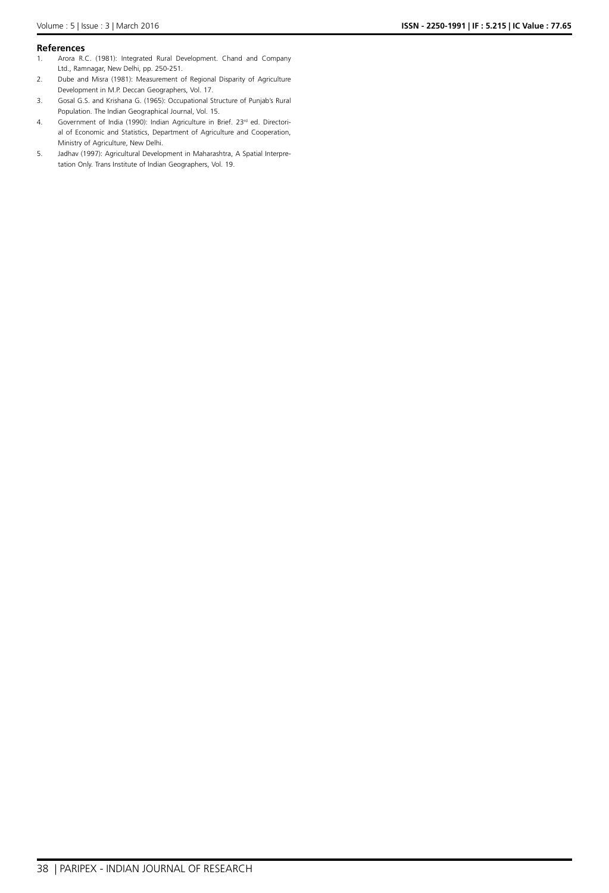### References

1. Arora R.C. (1981): Integrated Rural Development. Chand and Company Ltd., Ramnagar, New Delhi, pp. 250-251.
2. Dube and Misra (1981): Measurement of Regional Disparity of Agriculture Development in M.P. Deccan Geographers, Vol. 17.
3. Gosal G.S. and Krishana G. (1965): Occupational Structure of Punjab's Rural Population. The Indian Geographical Journal, Vol. 15.
4. Government of India (1990): Indian Agriculture in Brief. 23rd ed. Directorial of Economic and Statistics, Department of Agriculture and Cooperation, Ministry of Agriculture, New Delhi.
5. Jadhav (1997): Agricultural Development in Maharashtra, A Spatial Interpretation Only. Trans Institute of Indian Geographers, Vol. 19.